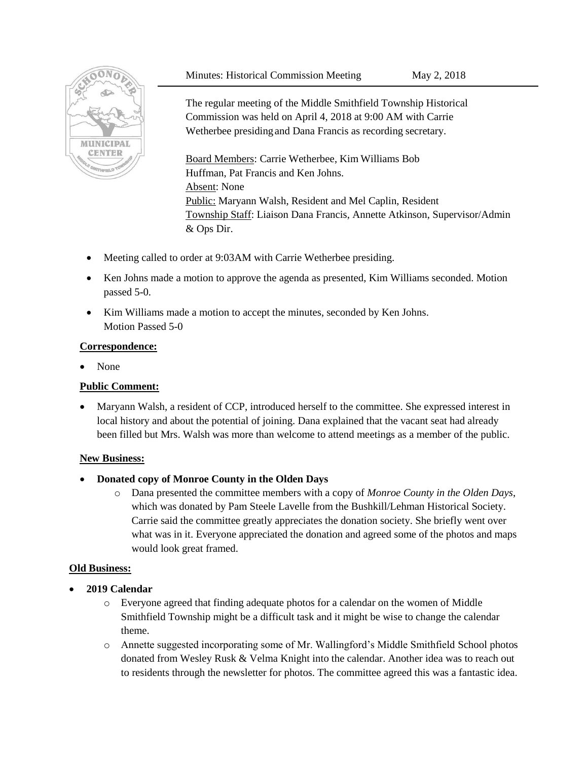Minutes: Historical Commission Meeting May 2, 2018

The regular meeting of the Middle Smithfield Township Historical Commission was held on April 4, 2018 at 9:00 AM with Carrie Wetherbee presiding and Dana Francis as recording secretary.

Board Members: Carrie Wetherbee, Kim Williams Bob Huffman, Pat Francis and Ken Johns.
Absent: None
Public: Maryann Walsh, Resident and Mel Caplin, Resident
Township Staff: Liaison Dana Francis, Annette Atkinson, Supervisor/Admin & Ops Dir.

- Meeting called to order at 9:03AM with Carrie Wetherbee presiding.
- Ken Johns made a motion to approve the agenda as presented, Kim Williams seconded. Motion passed 5-0.
- Kim Williams made a motion to accept the minutes, seconded by Ken Johns. Motion Passed 5-0

**Correspondence:**

- None

**Public Comment:**

- Maryann Walsh, a resident of CCP, introduced herself to the committee. She expressed interest in local history and about the potential of joining. Dana explained that the vacant seat had already been filled but Mrs. Walsh was more than welcome to attend meetings as a member of the public.

**New Business:**

- **Donated copy of Monroe County in the Olden Days**
  - Dana presented the committee members with a copy of *Monroe County in the Olden Days*, which was donated by Pam Steele Lavelle from the Bushkill/Lehman Historical Society. Carrie said the committee greatly appreciates the donation society. She briefly went over what was in it. Everyone appreciated the donation and agreed some of the photos and maps would look great framed.

**Old Business:**

- **2019 Calendar**
  - Everyone agreed that finding adequate photos for a calendar on the women of Middle Smithfield Township might be a difficult task and it might be wise to change the calendar theme.
  - Annette suggested incorporating some of Mr. Wallingford's Middle Smithfield School photos donated from Wesley Rusk & Velma Knight into the calendar. Another idea was to reach out to residents through the newsletter for photos. The committee agreed this was a fantastic idea.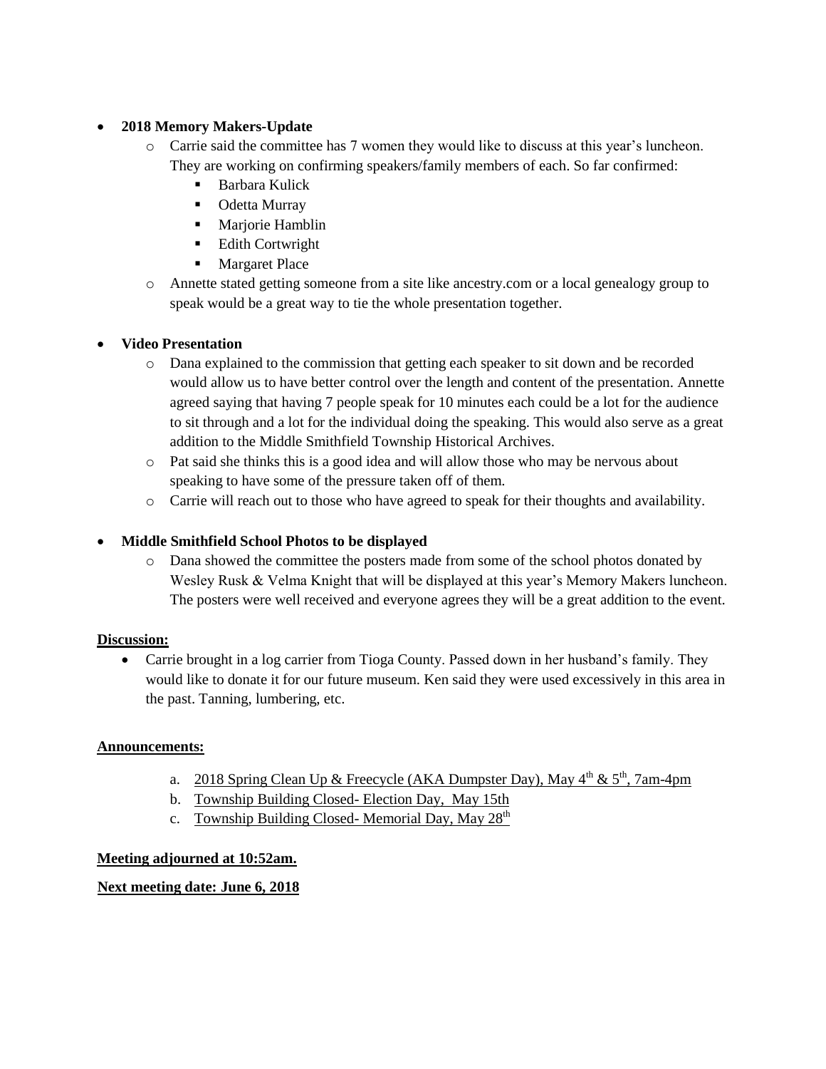- **2018 Memory Makers-Update**
  - Carrie said the committee has 7 women they would like to discuss at this year's luncheon. They are working on confirming speakers/family members of each. So far confirmed:
    - Barbara Kulick
    - Odetta Murray
    - Marjorie Hamblin
    - Edith Cortwright
    - Margaret Place
  - Annette stated getting someone from a site like ancestry.com or a local genealogy group to speak would be a great way to tie the whole presentation together.

- **Video Presentation**
  - Dana explained to the commission that getting each speaker to sit down and be recorded would allow us to have better control over the length and content of the presentation. Annette agreed saying that having 7 people speak for 10 minutes each could be a lot for the audience to sit through and a lot for the individual doing the speaking. This would also serve as a great addition to the Middle Smithfield Township Historical Archives.
  - Pat said she thinks this is a good idea and will allow those who may be nervous about speaking to have some of the pressure taken off of them.
  - Carrie will reach out to those who have agreed to speak for their thoughts and availability.

- **Middle Smithfield School Photos to be displayed**
  - Dana showed the committee the posters made from some of the school photos donated by Wesley Rusk & Velma Knight that will be displayed at this year's Memory Makers luncheon. The posters were well received and everyone agrees they will be a great addition to the event.

**Discussion:**

- Carrie brought in a log carrier from Tioga County. Passed down in her husband's family. They would like to donate it for our future museum. Ken said they were used excessively in this area in the past. Tanning, lumbering, etc.

**Announcements:**

a. 2018 Spring Clean Up & Freecycle (AKA Dumpster Day), May 4th & 5th, 7am-4pm
b. Township Building Closed- Election Day, May 15th
c. Township Building Closed- Memorial Day, May 28th

**Meeting adjourned at 10:52am.**

**Next meeting date: June 6, 2018**